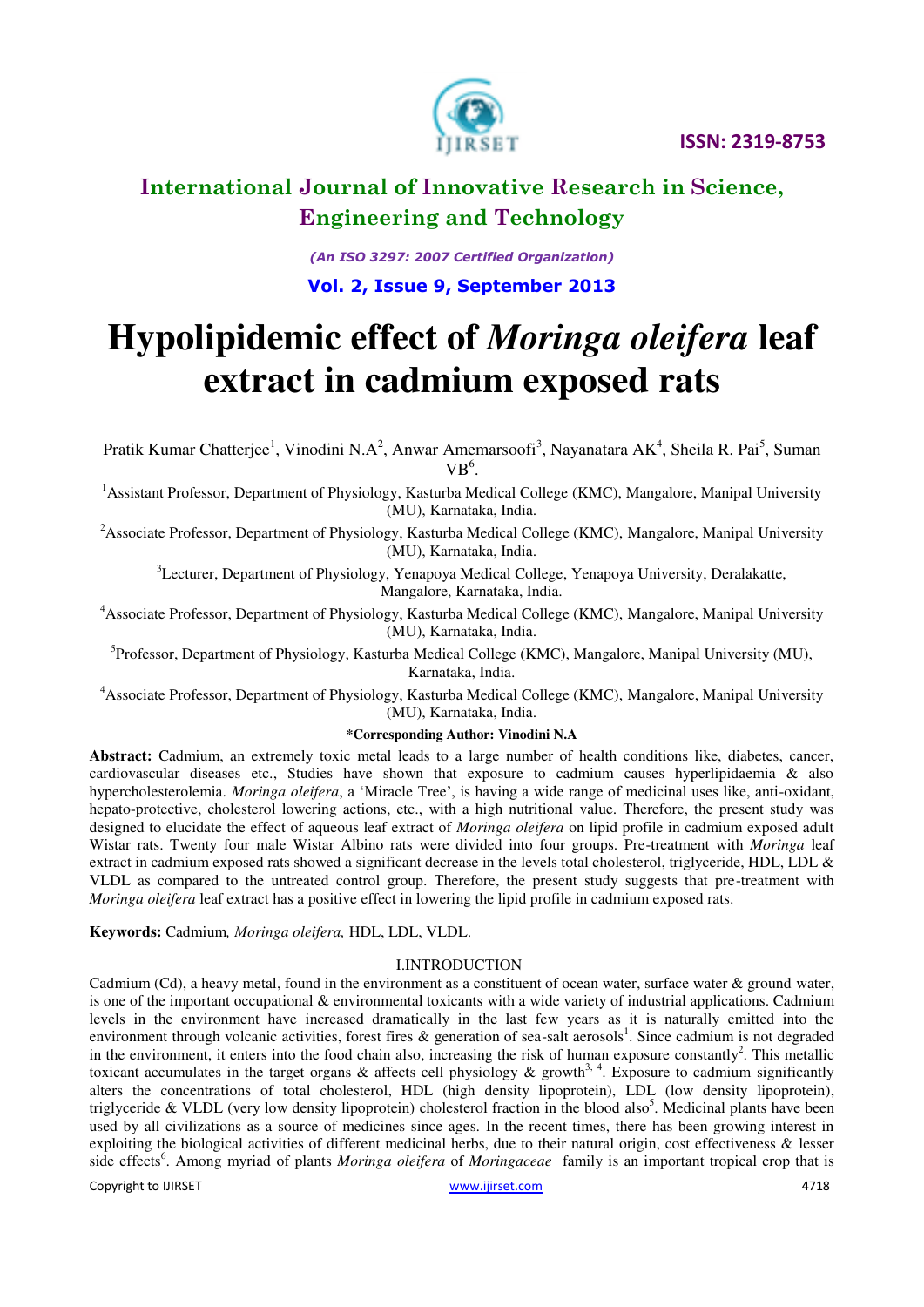# Hypolipidemic effect of *Moringa oleifera* leaf extract in cadmium exposed rats

Pratik Kumar Chatterjee[1], Vinodini N.A[2], Anwar Amemarsoofi[3], Nayanatara AK[4], Sheila R. Pai[5], Suman VB[6].

[1]Assistant Professor, Department of Physiology, Kasturba Medical College (KMC), Mangalore, Manipal University (MU), Karnataka, India.

[2]Associate Professor, Department of Physiology, Kasturba Medical College (KMC), Mangalore, Manipal University (MU), Karnataka, India.

[3]Lecturer, Department of Physiology, Yenapoya Medical College, Yenapoya University, Deralakatte, Mangalore, Karnataka, India.

[4]Associate Professor, Department of Physiology, Kasturba Medical College (KMC), Mangalore, Manipal University (MU), Karnataka, India.

[5]Professor, Department of Physiology, Kasturba Medical College (KMC), Mangalore, Manipal University (MU), Karnataka, India.

[4]Associate Professor, Department of Physiology, Kasturba Medical College (KMC), Mangalore, Manipal University (MU), Karnataka, India.

**\*Corresponding Author: Vinodini N.A**

**Abstract:** Cadmium, an extremely toxic metal leads to a large number of health conditions like, diabetes, cancer, cardiovascular diseases etc., Studies have shown that exposure to cadmium causes hyperlipidaemia & also hypercholesterolemia. *Moringa oleifera*, a 'Miracle Tree', is having a wide range of medicinal uses like, anti-oxidant, hepato-protective, cholesterol lowering actions, etc., with a high nutritional value. Therefore, the present study was designed to elucidate the effect of aqueous leaf extract of *Moringa oleifera* on lipid profile in cadmium exposed adult Wistar rats. Twenty four male Wistar Albino rats were divided into four groups. Pre-treatment with *Moringa* leaf extract in cadmium exposed rats showed a significant decrease in the levels total cholesterol, triglyceride, HDL, LDL & VLDL as compared to the untreated control group. Therefore, the present study suggests that pre-treatment with *Moringa oleifera* leaf extract has a positive effect in lowering the lipid profile in cadmium exposed rats.

**Keywords:** Cadmium, *Moringa oleifera,* HDL, LDL, VLDL.

## I.INTRODUCTION

Cadmium (Cd), a heavy metal, found in the environment as a constituent of ocean water, surface water & ground water, is one of the important occupational & environmental toxicants with a wide variety of industrial applications. Cadmium levels in the environment have increased dramatically in the last few years as it is naturally emitted into the environment through volcanic activities, forest fires & generation of sea-salt aerosols[1]. Since cadmium is not degraded in the environment, it enters into the food chain also, increasing the risk of human exposure constantly[2]. This metallic toxicant accumulates in the target organs & affects cell physiology & growth[3, 4]. Exposure to cadmium significantly alters the concentrations of total cholesterol, HDL (high density lipoprotein), LDL (low density lipoprotein), triglyceride & VLDL (very low density lipoprotein) cholesterol fraction in the blood also[5]. Medicinal plants have been used by all civilizations as a source of medicines since ages. In the recent times, there has been growing interest in exploiting the biological activities of different medicinal herbs, due to their natural origin, cost effectiveness & lesser side effects[6]. Among myriad of plants *Moringa oleifera* of *Moringaceae* family is an important tropical crop that is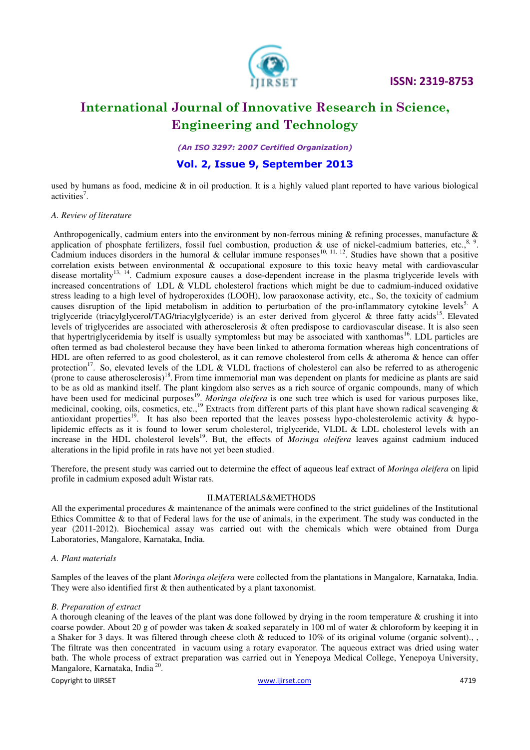used by humans as food, medicine & in oil production. It is a highly valued plant reported to have various biological activities[7].

*A. Review of literature*

Anthropogenically, cadmium enters into the environment by non-ferrous mining & refining processes, manufacture & application of phosphate fertilizers, fossil fuel combustion, production & use of nickel-cadmium batteries, etc.,[8, 9]. Cadmium induces disorders in the humoral & cellular immune responses[10, 11, 12]. Studies have shown that a positive correlation exists between environmental & occupational exposure to this toxic heavy metal with cardiovascular disease mortality[13, 14]. Cadmium exposure causes a dose-dependent increase in the plasma triglyceride levels with increased concentrations of LDL & VLDL cholesterol fractions which might be due to cadmium-induced oxidative stress leading to a high level of hydroperoxides (LOOH), low paraoxonase activity, etc., So, the toxicity of cadmium causes disruption of the lipid metabolism in addition to perturbation of the pro-inflammatory cytokine levels[5]. A triglyceride (triacylglycerol/TAG/triacylglyceride) is an ester derived from glycerol & three fatty acids[15]. Elevated levels of triglycerides are associated with atherosclerosis & often predispose to cardiovascular disease. It is also seen that hypertriglyceridemia by itself is usually symptomless but may be associated with xanthomas[16]. LDL particles are often termed as bad cholesterol because they have been linked to atheroma formation whereas high concentrations of HDL are often referred to as good cholesterol, as it can remove cholesterol from cells & atheroma & hence can offer protection[17]. So, elevated levels of the LDL & VLDL fractions of cholesterol can also be referred to as atherogenic (prone to cause atherosclerosis)[18]. From time immemorial man was dependent on plants for medicine as plants are said to be as old as mankind itself. The plant kingdom also serves as a rich source of organic compounds, many of which have been used for medicinal purposes[19]. *Moringa oleifera* is one such tree which is used for various purposes like, medicinal, cooking, oils, cosmetics, etc.,[19] Extracts from different parts of this plant have shown radical scavenging & antioxidant properties[19]. It has also been reported that the leaves possess hypo-cholesterolemic activity & hypo-lipidemic effects as it is found to lower serum cholesterol, triglyceride, VLDL & LDL cholesterol levels with an increase in the HDL cholesterol levels[19]. But, the effects of *Moringa oleifera* leaves against cadmium induced alterations in the lipid profile in rats have not yet been studied.

Therefore, the present study was carried out to determine the effect of aqueous leaf extract of *Moringa oleifera* on lipid profile in cadmium exposed adult Wistar rats.

## II.MATERIALS&METHODS

All the experimental procedures & maintenance of the animals were confined to the strict guidelines of the Institutional Ethics Committee & to that of Federal laws for the use of animals, in the experiment. The study was conducted in the year (2011-2012). Biochemical assay was carried out with the chemicals which were obtained from Durga Laboratories, Mangalore, Karnataka, India.

*A. Plant materials*

Samples of the leaves of the plant *Moringa oleifera* were collected from the plantations in Mangalore, Karnataka, India. They were also identified first & then authenticated by a plant taxonomist.

*B. Preparation of extract*

A thorough cleaning of the leaves of the plant was done followed by drying in the room temperature & crushing it into coarse powder. About 20 g of powder was taken & soaked separately in 100 ml of water & chloroform by keeping it in a Shaker for 3 days. It was filtered through cheese cloth & reduced to 10% of its original volume (organic solvent)., , The filtrate was then concentrated in vacuum using a rotary evaporator. The aqueous extract was dried using water bath. The whole process of extract preparation was carried out in Yenepoya Medical College, Yenepoya University, Mangalore, Karnataka, India [20].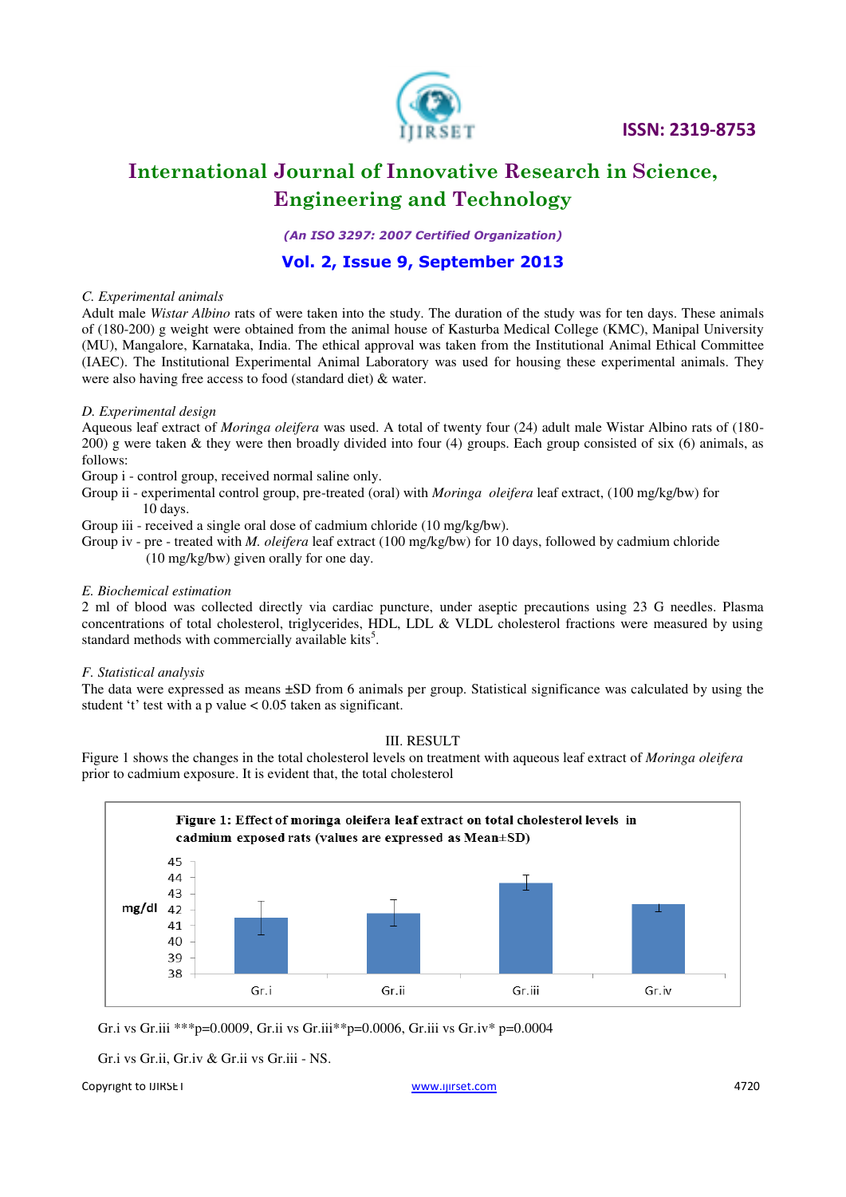### C. Experimental animals

Adult male *Wistar Albino* rats of were taken into the study. The duration of the study was for ten days. These animals of (180-200) g weight were obtained from the animal house of Kasturba Medical College (KMC), Manipal University (MU), Mangalore, Karnataka, India. The ethical approval was taken from the Institutional Animal Ethical Committee (IAEC). The Institutional Experimental Animal Laboratory was used for housing these experimental animals. They were also having free access to food (standard diet) & water.

### D. Experimental design

Aqueous leaf extract of *Moringa oleifera* was used. A total of twenty four (24) adult male Wistar Albino rats of (180-200) g were taken & they were then broadly divided into four (4) groups. Each group consisted of six (6) animals, as follows:

Group i - control group, received normal saline only.

Group ii - experimental control group, pre-treated (oral) with *Moringa oleifera* leaf extract, (100 mg/kg/bw) for 10 days.

Group iii - received a single oral dose of cadmium chloride (10 mg/kg/bw).

Group iv - pre - treated with *M. oleifera* leaf extract (100 mg/kg/bw) for 10 days, followed by cadmium chloride (10 mg/kg/bw) given orally for one day.

### E. Biochemical estimation

2 ml of blood was collected directly via cardiac puncture, under aseptic precautions using 23 G needles. Plasma concentrations of total cholesterol, triglycerides, HDL, LDL & VLDL cholesterol fractions were measured by using standard methods with commercially available kits[5].

### F. Statistical analysis

The data were expressed as means ±SD from 6 animals per group. Statistical significance was calculated by using the student 't' test with a p value < 0.05 taken as significant.

## III. RESULT

Figure 1 shows the changes in the total cholesterol levels on treatment with aqueous leaf extract of *Moringa oleifera* prior to cadmium exposure. It is evident that, the total cholesterol

**Figure 1: Effect of moringa oleifera leaf extract on total cholesterol levels in cadmium exposed rats (values are expressed as Mean±SD)**

Gr.i vs Gr.iii ***p=0.0009, Gr.ii vs Gr.iii**p=0.0006, Gr.iii vs Gr.iv* p=0.0004

Gr.i vs Gr.ii, Gr.iv & Gr.ii vs Gr.iii - NS.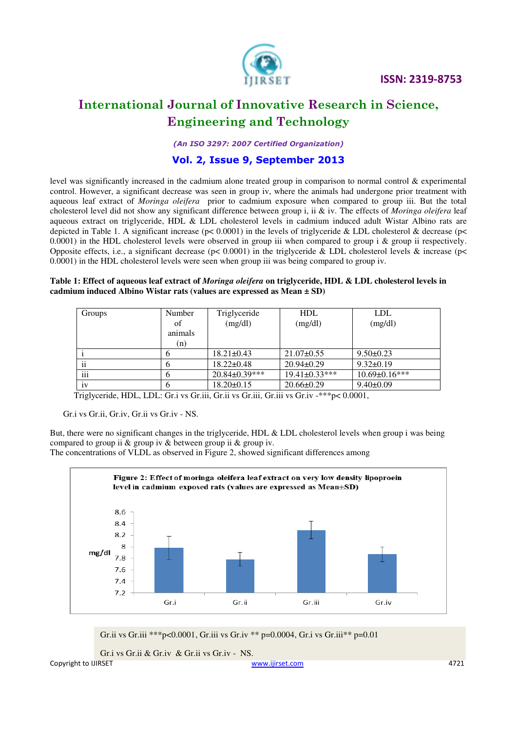level was significantly increased in the cadmium alone treated group in comparison to normal control & experimental control. However, a significant decrease was seen in group iv, where the animals had undergone prior treatment with aqueous leaf extract of *Moringa oleifera* prior to cadmium exposure when compared to group iii. But the total cholesterol level did not show any significant difference between group i, ii & iv. The effects of *Moringa oleifera* leaf aqueous extract on triglyceride, HDL & LDL cholesterol levels in cadmium induced adult Wistar Albino rats are depicted in Table 1. A significant increase ($p < 0.0001$) in the levels of triglyceride & LDL cholesterol & decrease ($p < 0.0001$) in the HDL cholesterol levels were observed in group iii when compared to group i & group ii respectively. Opposite effects, i.e., a significant decrease ($p < 0.0001$) in the triglyceride & LDL cholesterol levels & increase ($p < 0.0001$) in the HDL cholesterol levels were seen when group iii was being compared to group iv.

**Table 1: Effect of aqueous leaf extract of *Moringa oleifera* on triglyceride, HDL & LDL cholesterol levels in cadmium induced Albino Wistar rats (values are expressed as Mean ± SD)**

| Groups | Number of animals (n) | Triglyceride (mg/dl) | HDL (mg/dl) | LDL (mg/dl) |
|---|---|---|---|---|
| i | 6 | 18.21±0.43 | 21.07±0.55 | 9.50±0.23 |
| ii | 6 | 18.22±0.48 | 20.94±0.29 | 9.32±0.19 |
| iii | 6 | 20.84±0.39*** | 19.41±0.33*** | 10.69±0.16*** |
| iv | 6 | 18.20±0.15 | 20.66±0.29 | 9.40±0.09 |

Triglyceride, HDL, LDL: Gr.i vs Gr.iii, Gr.ii vs Gr.iii, Gr.iii vs Gr.iv -***$p < 0.0001$,

Gr.i vs Gr.ii, Gr.iv, Gr.ii vs Gr.iv - NS.

But, there were no significant changes in the triglyceride, HDL & LDL cholesterol levels when group i was being compared to group ii & group iv & between group ii & group iv.

The concentrations of VLDL as observed in Figure 2, showed significant differences among

**Figure 2: Effect of moringa oleifera leaf extract on very low density lipoproein level in cadmium exposed rats (values are expressed as Mean±SD)**

Gr.ii vs Gr.iii ***$p < 0.0001$, Gr.iii vs Gr.iv ** $p = 0.0004$, Gr.i vs Gr.iii** $p = 0.01$

Gr.i vs Gr.ii & Gr.iv & Gr.ii vs Gr.iv - NS.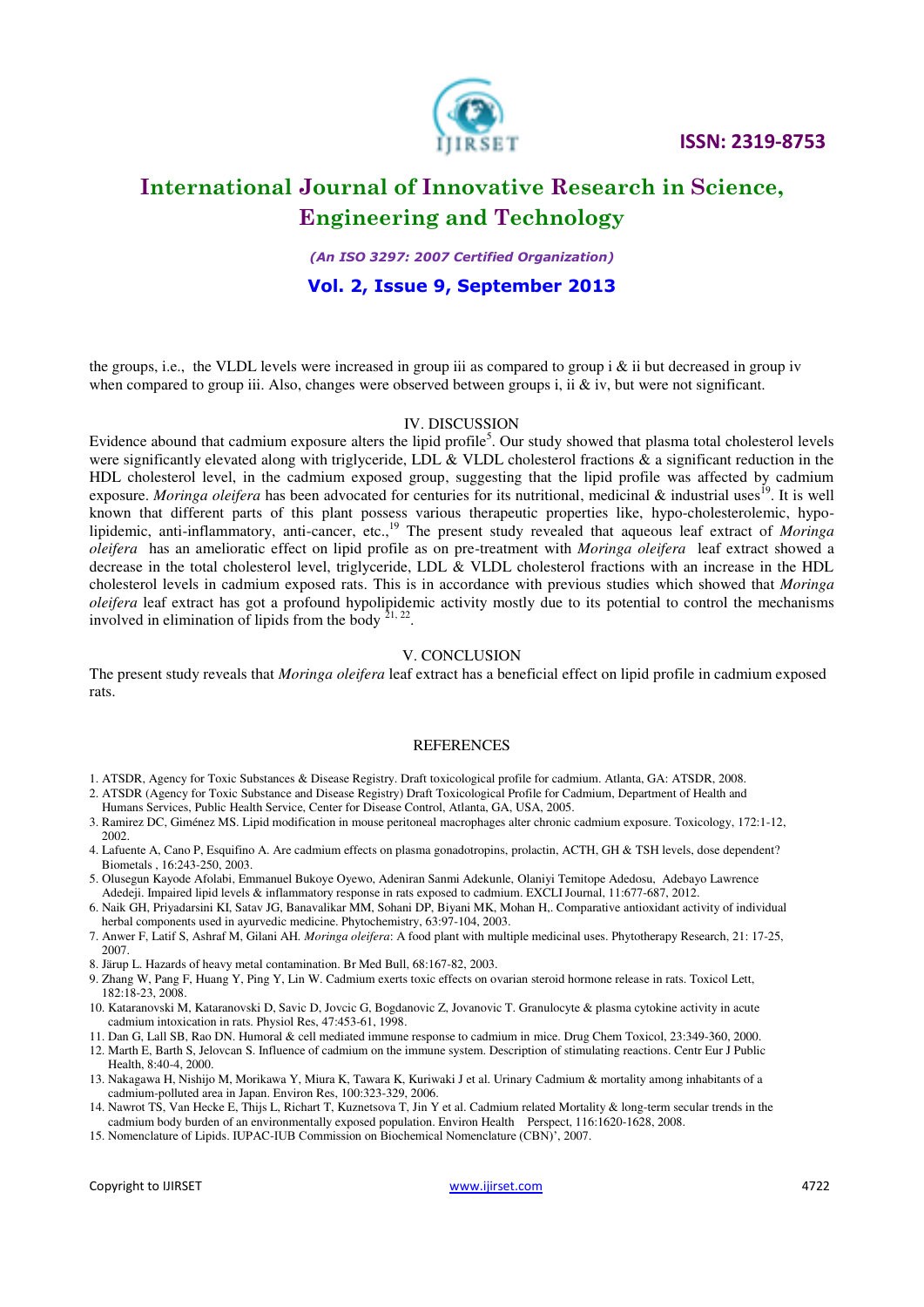the groups, i.e., the VLDL levels were increased in group iii as compared to group i & ii but decreased in group iv when compared to group iii. Also, changes were observed between groups i, ii & iv, but were not significant.

## IV. DISCUSSION

Evidence abound that cadmium exposure alters the lipid profile[5]. Our study showed that plasma total cholesterol levels were significantly elevated along with triglyceride, LDL & VLDL cholesterol fractions & a significant reduction in the HDL cholesterol level, in the cadmium exposed group, suggesting that the lipid profile was affected by cadmium exposure. *Moringa oleifera* has been advocated for centuries for its nutritional, medicinal & industrial uses[19]. It is well known that different parts of this plant possess various therapeutic properties like, hypo-cholesterolemic, hypo-lipidemic, anti-inflammatory, anti-cancer, etc.,[19] The present study revealed that aqueous leaf extract of *Moringa oleifera* has an amelioratic effect on lipid profile as on pre-treatment with *Moringa oleifera* leaf extract showed a decrease in the total cholesterol level, triglyceride, LDL & VLDL cholesterol fractions with an increase in the HDL cholesterol levels in cadmium exposed rats. This is in accordance with previous studies which showed that *Moringa oleifera* leaf extract has got a profound hypolipidemic activity mostly due to its potential to control the mechanisms involved in elimination of lipids from the body [21, 22].

## V. CONCLUSION

The present study reveals that *Moringa oleifera* leaf extract has a beneficial effect on lipid profile in cadmium exposed rats.

## REFERENCES

1. ATSDR, Agency for Toxic Substances & Disease Registry. Draft toxicological profile for cadmium. Atlanta, GA: ATSDR, 2008.
2. ATSDR (Agency for Toxic Substance and Disease Registry) Draft Toxicological Profile for Cadmium, Department of Health and Humans Services, Public Health Service, Center for Disease Control, Atlanta, GA, USA, 2005.
3. Ramirez DC, Giménez MS. Lipid modification in mouse peritoneal macrophages alter chronic cadmium exposure. Toxicology, 172:1-12, 2002.
4. Lafuente A, Cano P, Esquifino A. Are cadmium effects on plasma gonadotropins, prolactin, ACTH, GH & TSH levels, dose dependent? Biometals , 16:243-250, 2003.
5. Olusegun Kayode Afolabi, Emmanuel Bukoye Oyewo, Adeniran Sanmi Adekunle, Olaniyi Temitope Adedosu, Adebayo Lawrence Adedeji. Impaired lipid levels & inflammatory response in rats exposed to cadmium. EXCLI Journal, 11:677-687, 2012.
6. Naik GH, Priyadarsini KI, Satav JG, Banavalikar MM, Sohani DP, Biyani MK, Mohan H,. Comparative antioxidant activity of individual herbal components used in ayurvedic medicine. Phytochemistry, 63:97-104, 2003.
7. Anwer F, Latif S, Ashraf M, Gilani AH. *Moringa oleifera*: A food plant with multiple medicinal uses. Phytotherapy Research, 21: 17-25, 2007.
8. Järup L. Hazards of heavy metal contamination. Br Med Bull, 68:167-82, 2003.
9. Zhang W, Pang F, Huang Y, Ping Y, Lin W. Cadmium exerts toxic effects on ovarian steroid hormone release in rats. Toxicol Lett, 182:18-23, 2008.
10. Kataranovski M, Kataranovski D, Savic D, Jovcic G, Bogdanovic Z, Jovanovic T. Granulocyte & plasma cytokine activity in acute cadmium intoxication in rats. Physiol Res, 47:453-61, 1998.
11. Dan G, Lall SB, Rao DN. Humoral & cell mediated immune response to cadmium in mice. Drug Chem Toxicol, 23:349-360, 2000.
12. Marth E, Barth S, Jelovcan S. Influence of cadmium on the immune system. Description of stimulating reactions. Centr Eur J Public Health, 8:40-4, 2000.
13. Nakagawa H, Nishijo M, Morikawa Y, Miura K, Tawara K, Kuriwaki J et al. Urinary Cadmium & mortality among inhabitants of a cadmium-polluted area in Japan. Environ Res, 100:323-329, 2006.
14. Nawrot TS, Van Hecke E, Thijs L, Richart T, Kuznetsova T, Jin Y et al. Cadmium related Mortality & long-term secular trends in the cadmium body burden of an environmentally exposed population. Environ Health Perspect, 116:1620-1628, 2008.
15. Nomenclature of Lipids. IUPAC-IUB Commission on Biochemical Nomenclature (CBN)', 2007.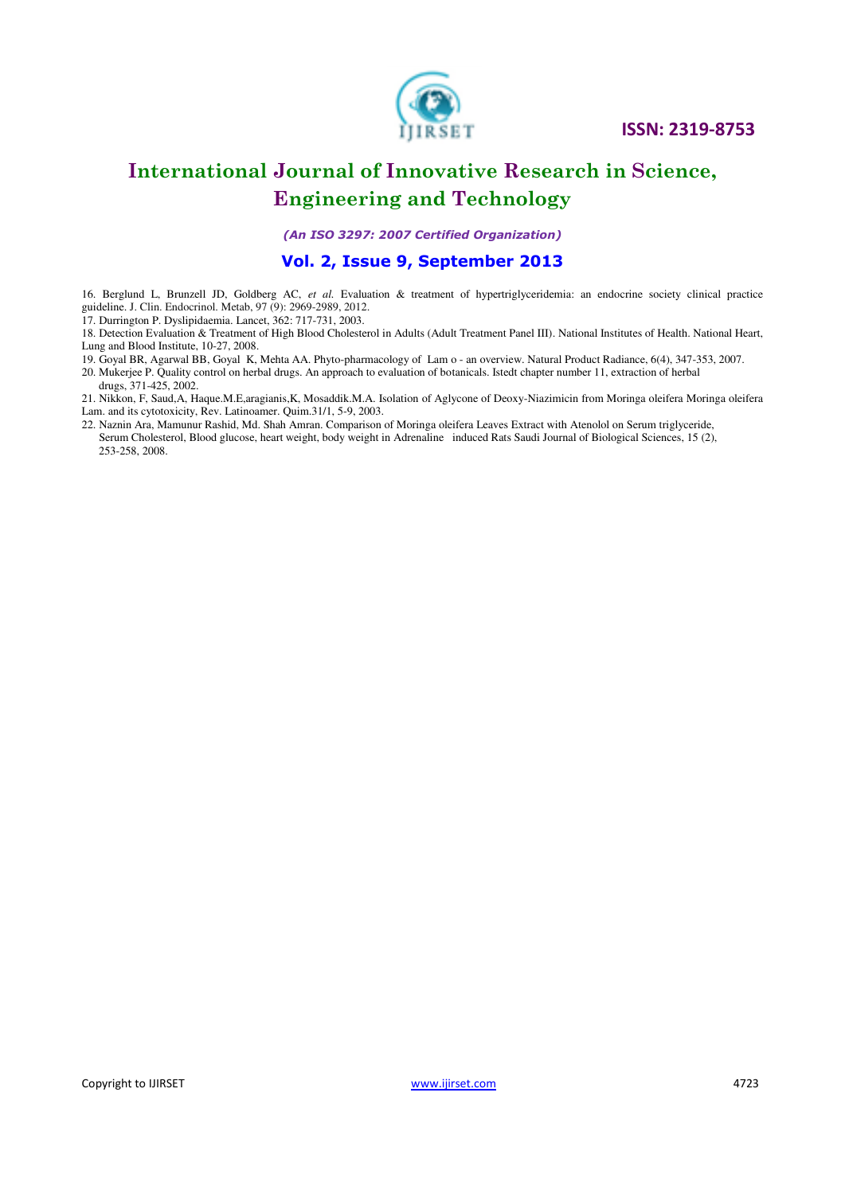16. Berglund L, Brunzell JD, Goldberg AC, *et al.* Evaluation & treatment of hypertriglyceridemia: an endocrine society clinical practice guideline. J. Clin. Endocrinol. Metab, 97 (9): 2969-2989, 2012.

17. Durrington P. Dyslipidaemia. Lancet, 362: 717-731, 2003.

18. Detection Evaluation & Treatment of High Blood Cholesterol in Adults (Adult Treatment Panel III). National Institutes of Health. National Heart, Lung and Blood Institute, 10-27, 2008.

19. Goyal BR, Agarwal BB, Goyal K, Mehta AA. Phyto-pharmacology of Lam o - an overview. Natural Product Radiance, 6(4), 347-353, 2007.

20. Mukerjee P. Quality control on herbal drugs. An approach to evaluation of botanicals. Istedt chapter number 11, extraction of herbal drugs, 371-425, 2002.

21. Nikkon, F, Saud,A, Haque.M.E,aragianis,K, Mosaddik.M.A. Isolation of Aglycone of Deoxy-Niazimicin from Moringa oleifera Moringa oleifera Lam. and its cytotoxicity, Rev. Latinoamer. Quim.31/1, 5-9, 2003.

22. Naznin Ara, Mamunur Rashid, Md. Shah Amran. Comparison of Moringa oleifera Leaves Extract with Atenolol on Serum triglyceride, Serum Cholesterol, Blood glucose, heart weight, body weight in Adrenaline induced Rats Saudi Journal of Biological Sciences, 15 (2), 253-258, 2008.